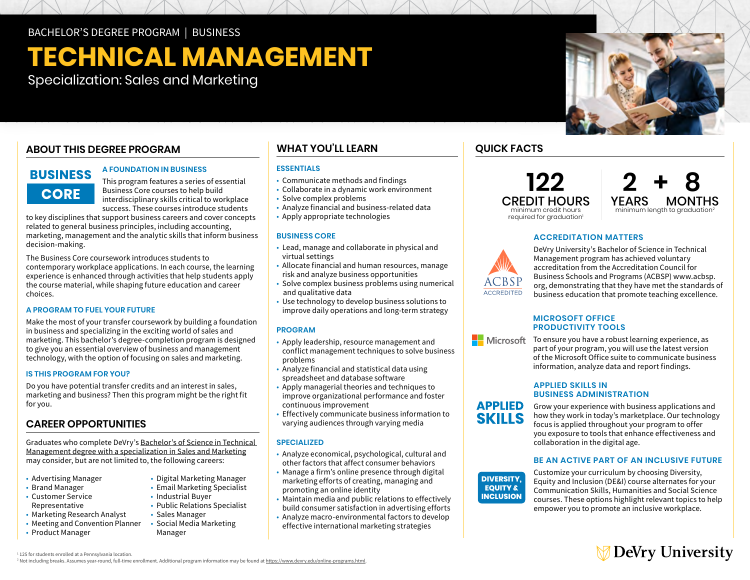BACHELOR'S DEGREE PROGRAM | BUSINESS

# TECHNICAL MANAGEMENT

Specialization: Sales and Marketing

## ABOUT THIS DEGREE PROGRAM

**BUSINESS CORE**

### A FOUNDATION IN BUSINESS

This program features a series of essential Business Core courses to help build interdisciplinary skills critical to workplace success. These courses introduce students to key disciplines that support business careers and cover concepts related to general business principles, including accounting, marketing, management and the analytic skills that inform business decision-making.

The Business Core coursework introduces students to contemporary workplace applications. In each course, the learning experience is enhanced through activities that help students apply the course material, while shaping future education and career choices.

### A PROGRAM TO FUEL YOUR FUTURE

Make the most of your transfer coursework by building a foundation in business and specializing in the exciting world of sales and marketing. This bachelor's degree-completion program is designed to give you an essential overview of business and management technology, with the option of focusing on sales and marketing.

### IS THIS PROGRAM FOR YOU?

Do you have potential transfer credits and an interest in sales, marketing and business? Then this program might be the right fit for you.

## CAREER OPPORTUNITIES

Graduates who complete DeVry's Bachelor's of Science in Technical Management degree with a specialization in Sales and Marketing may consider, but are not limited to, the following careers:

- Advertising Manager
- Brand Manager
- Customer Service Representative
- Marketing Research Analyst
- Meeting and Convention Planner
- Product Manager
- Digital Marketing Manager
- Email Marketing Specialist
- Industrial Buyer
- Public Relations Specialist
- Sales Manager
- Social Media Marketing Manager

## WHAT YOU'LL LEARN

### ESSENTIALS

- Communicate methods and findings
- Collaborate in a dynamic work environment
- Solve complex problems
- Analyze financial and business-related data
- Apply appropriate technologies

### BUSINESS CORE

- Lead, manage and collaborate in physical and virtual settings
- Allocate financial and human resources, manage risk and analyze business opportunities
- Solve complex business problems using numerical and qualitative data
- Use technology to develop business solutions to improve daily operations and long-term strategy

### PROGRAM

- Apply leadership, resource management and conflict management techniques to solve business problems
- Analyze financial and statistical data using spreadsheet and database software
- Apply managerial theories and techniques to improve organizational performance and foster continuous improvement
- Effectively communicate business information to varying audiences through varying media

### SPECIALIZED

- Analyze economical, psychological, cultural and other factors that affect consumer behaviors
- Manage a firm's online presence through digital marketing efforts of creating, managing and promoting an online identity
- Maintain media and public relations to effectively build consumer satisfaction in advertising efforts
- Analyze macro-environmental factors to develop effective international marketing strategies

## QUICK FACTS

**122 CREDIT HOURS**
minimum credit hours required for graduation[1]

**2 YEARS + 8 MONTHS**
minimum length to graduation[2]

### ACCREDITATION MATTERS

ACBSP ACCREDITED

DeVry University's Bachelor of Science in Technical Management program has achieved voluntary accreditation from the Accreditation Council for Business Schools and Programs (ACBSP) www.acbsp.org, demonstrating that they have met the standards of business education that promote teaching excellence.

### MICROSOFT OFFICE PRODUCTIVITY TOOLS

Microsoft

To ensure you have a robust learning experience, as part of your program, you will use the latest version of the Microsoft Office suite to communicate business information, analyze data and report findings.

### APPLIED SKILLS IN BUSINESS ADMINISTRATION

**APPLIED SKILLS**

Grow your experience with business applications and how they work in today's marketplace. Our technology focus is applied throughout your program to offer you exposure to tools that enhance effectiveness and collaboration in the digital age.

### BE AN ACTIVE PART OF AN INCLUSIVE FUTURE

**DIVERSITY, EQUITY & INCLUSION**

Customize your curriculum by choosing Diversity, Equity and Inclusion (DE&I) course alternates for your Communication Skills, Humanities and Social Science courses. These options highlight relevant topics to help empower you to promote an inclusive workplace.

DeVry University

[1] 125 for students enrolled at a Pennsylvania location.
[2] Not including breaks. Assumes year-round, full-time enrollment. Additional program information may be found at https://www.devry.edu/online-programs.html.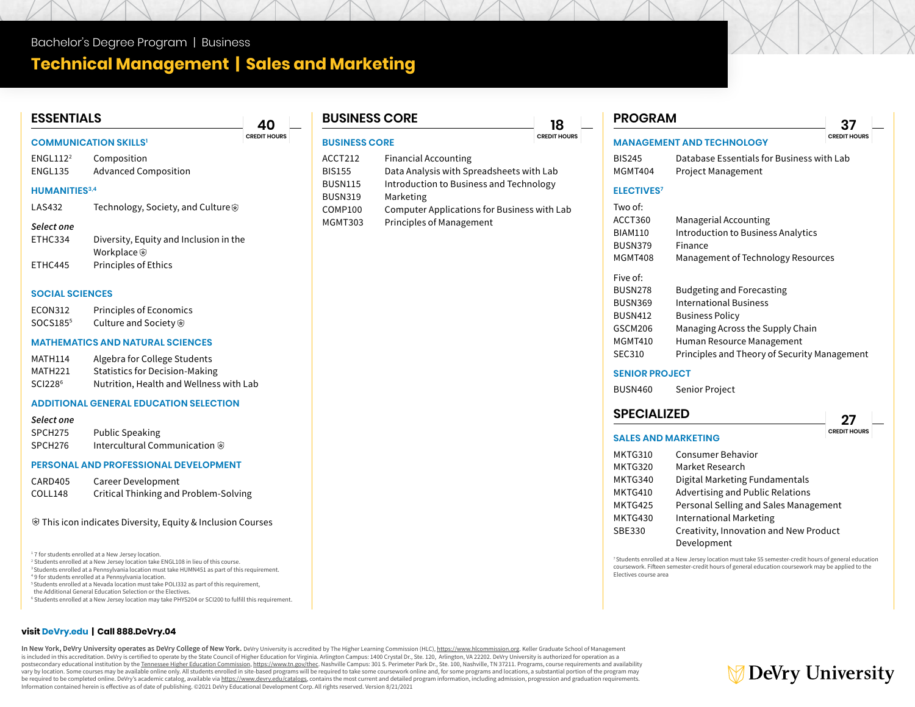Bachelor's Degree Program | Business

# Technical Management | Sales and Marketing

## ESSENTIALS

**40** CREDIT HOURS

### COMMUNICATION SKILLS[1]

| | |
|---|---|
| ENGL112[2] | Composition |
| ENGL135 | Advanced Composition |

### HUMANITIES[3,4]

| | |
|---|---|
| LAS432 | Technology, Society, and Culture ⛨ |

*Select one*

| | |
|---|---|
| ETHC334 | Diversity, Equity and Inclusion in the Workplace ⛨ |
| ETHC445 | Principles of Ethics |

### SOCIAL SCIENCES

| | |
|---|---|
| ECON312 | Principles of Economics |
| SOCS185[5] | Culture and Society ⛨ |

### MATHEMATICS AND NATURAL SCIENCES

| | |
|---|---|
| MATH114 | Algebra for College Students |
| MATH221 | Statistics for Decision-Making |
| SCI228[6] | Nutrition, Health and Wellness with Lab |

### ADDITIONAL GENERAL EDUCATION SELECTION

*Select one*

| | |
|---|---|
| SPCH275 | Public Speaking |
| SPCH276 | Intercultural Communication ⛨ |

### PERSONAL AND PROFESSIONAL DEVELOPMENT

| | |
|---|---|
| CARD405 | Career Development |
| COLL148 | Critical Thinking and Problem-Solving |

⛨ This icon indicates Diversity, Equity & Inclusion Courses

[1] 7 for students enrolled at a New Jersey location.
[2] Students enrolled at a New Jersey location take ENGL108 in lieu of this course.
[3] Students enrolled at a Pennsylvania location must take HUMN451 as part of this requirement.
[4] 9 for students enrolled at a Pennsylvania location.
[5] Students enrolled at a Nevada location must take POLI332 as part of this requirement, the Additional General Education Selection or the Electives.
[6] Students enrolled at a New Jersey location may take PHYS204 or SCI200 to fulfill this requirement.

## BUSINESS CORE

**18** CREDIT HOURS

### BUSINESS CORE

| | |
|---|---|
| ACCT212 | Financial Accounting |
| BIS155 | Data Analysis with Spreadsheets with Lab |
| BUSN115 | Introduction to Business and Technology |
| BUSN319 | Marketing |
| COMP100 | Computer Applications for Business with Lab |
| MGMT303 | Principles of Management |

## PROGRAM

**37** CREDIT HOURS

### MANAGEMENT AND TECHNOLOGY

| | |
|---|---|
| BIS245 | Database Essentials for Business with Lab |
| MGMT404 | Project Management |

### ELECTIVES[7]

Two of:

| | |
|---|---|
| ACCT360 | Managerial Accounting |
| BIAM110 | Introduction to Business Analytics |
| BUSN379 | Finance |
| MGMT408 | Management of Technology Resources |

Five of:

| | |
|---|---|
| BUSN278 | Budgeting and Forecasting |
| BUSN369 | International Business |
| BUSN412 | Business Policy |
| GSCM206 | Managing Across the Supply Chain |
| MGMT410 | Human Resource Management |
| SEC310 | Principles and Theory of Security Management |

### SENIOR PROJECT

| | |
|---|---|
| BUSN460 | Senior Project |

## SPECIALIZED

**27** CREDIT HOURS

### SALES AND MARKETING

| | |
|---|---|
| MKTG310 | Consumer Behavior |
| MKTG320 | Market Research |
| MKTG340 | Digital Marketing Fundamentals |
| MKTG410 | Advertising and Public Relations |
| MKTG425 | Personal Selling and Sales Management |
| MKTG430 | International Marketing |
| SBE330 | Creativity, Innovation and New Product Development |

[7] Students enrolled at a New Jersey location must take 55 semester-credit hours of general education coursework. Fifteen semester-credit hours of general education coursework may be applied to the Electives course area

**visit DeVry.edu | Call 888.DeVry.04**

**In New York, DeVry University operates as DeVry College of New York.** DeVry University is accredited by The Higher Learning Commission (HLC), https://www.hlcommission.org. Keller Graduate School of Management is included in this accreditation. DeVry is certified to operate by the State Council of Higher Education for Virginia. Arlington Campus: 1400 Crystal Dr., Ste. 120, Arlington, VA 22202. DeVry University is authorized for operation as a postsecondary educational institution by the Tennessee Higher Education Commission, https://www.tn.gov/thec. Nashville Campus: 301 S. Perimeter Park Dr., Ste. 100, Nashville, TN 37211. Programs, course requirements and availability vary by location. Some courses may be available online only. All students enrolled in site-based programs will be required to take some coursework online and, for some programs and locations, a substantial portion of the program may be required to be completed online. DeVry's academic catalog, available via https://www.devry.edu/catalogs, contains the most current and detailed program information, including admission, progression and graduation requirements. Information contained herein is effective as of date of publishing. ©2021 DeVry Educational Development Corp. All rights reserved. Version 8/21/2021

DeVry University